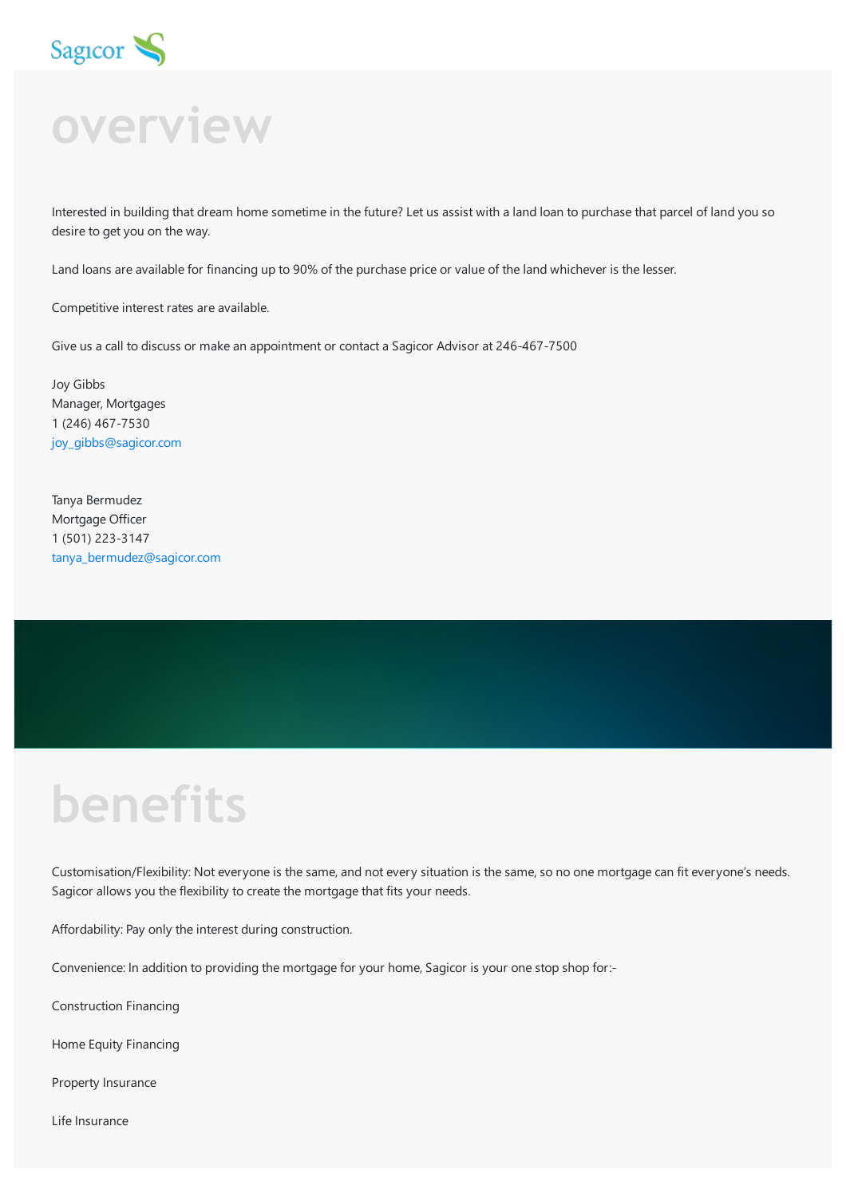# overview

Interested in building that dream home sometime in the future? Let us assist with a land loan to purchase that parcel of land you so desire to get you on the way.

Land loans are available for financing up to 90% of the purchase price or value of the land whichever is the lesser.

Competitive interest rates are available.

Give us a call to discuss or make an appointment or contact a Sagicor Advisor at 246-467-7500

Joy Gibbs
Manager, Mortgages
1 (246) 467-7530
joy_gibbs@sagicor.com

Tanya Bermudez
Mortgage Officer
1 (501) 223-3147
tanya_bermudez@sagicor.com

# benefits

Customisation/Flexibility: Not everyone is the same, and not every situation is the same, so no one mortgage can fit everyone's needs. Sagicor allows you the flexibility to create the mortgage that fits your needs.

Affordability: Pay only the interest during construction.

Convenience: In addition to providing the mortgage for your home, Sagicor is your one stop shop for:-

Construction Financing

Home Equity Financing

Property Insurance

Life Insurance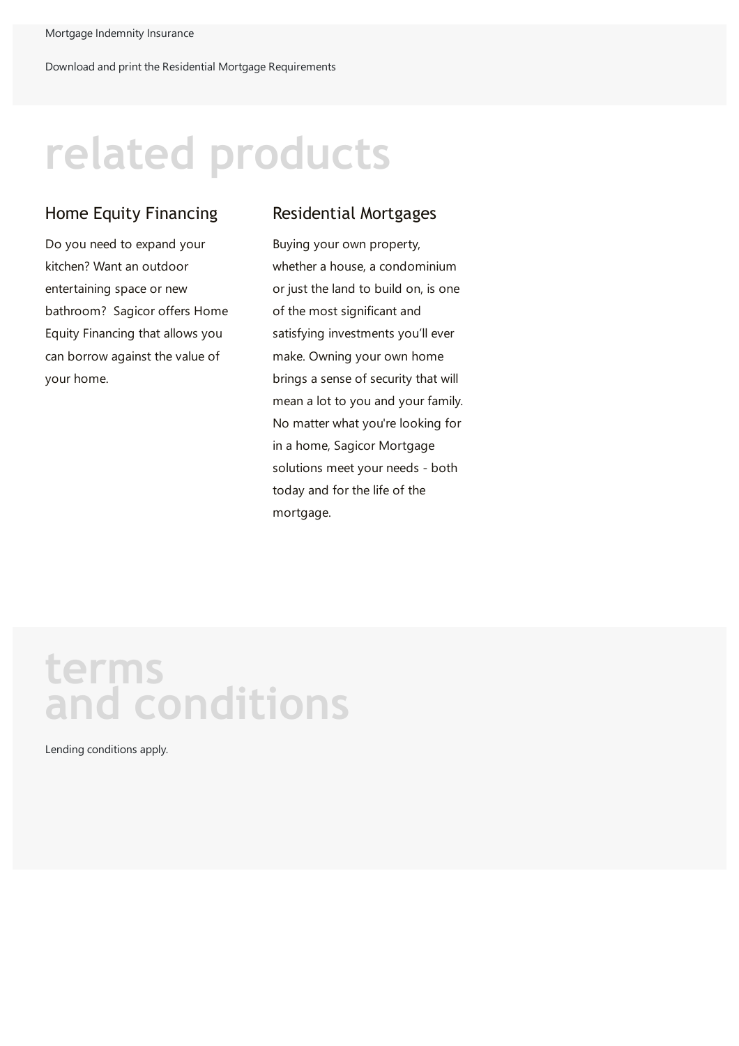Mortgage Indemnity Insurance

Download and print the Residential Mortgage Requirements

# related products

## Home Equity Financing

Do you need to expand your kitchen? Want an outdoor entertaining space or new bathroom? Sagicor offers Home Equity Financing that allows you can borrow against the value of your home.

## Residential Mortgages

Buying your own property, whether a house, a condominium or just the land to build on, is one of the most significant and satisfying investments you'll ever make. Owning your own home brings a sense of security that will mean a lot to you and your family. No matter what you're looking for in a home, Sagicor Mortgage solutions meet your needs - both today and for the life of the mortgage.

# terms and conditions

Lending conditions apply.